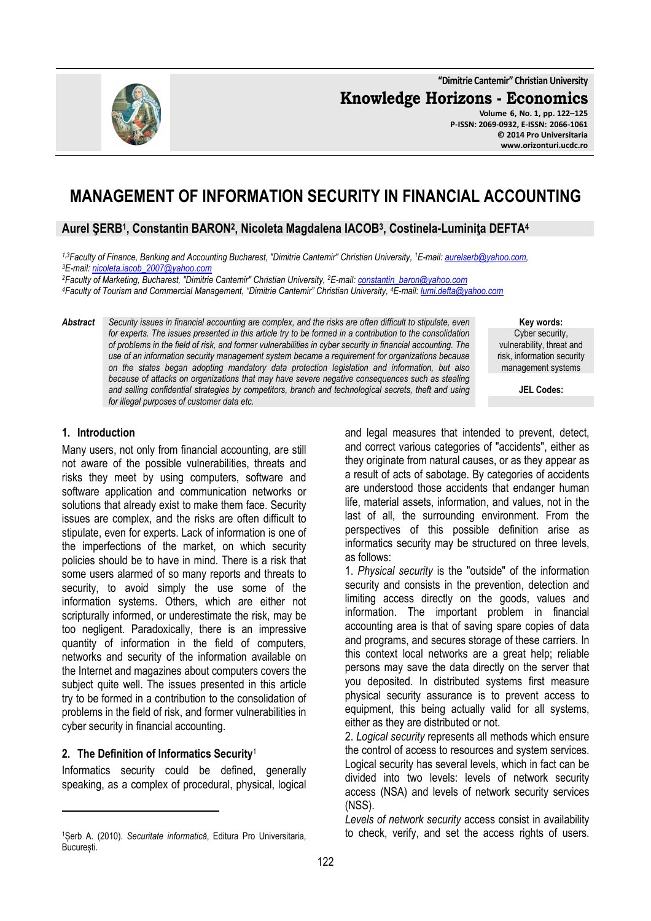# MANAGEMENT OF INFORMATION SECURITY IN FINANCIAL ACCOUNTING

**Aurel ŞERB[1], Constantin BARON[2], Nicoleta Magdalena IACOB[3], Costinela-Luminiţa DEFTA[4]**

*[1,3]Faculty of Finance, Banking and Accounting Bucharest, "Dimitrie Cantemir" Christian University, [1]E-mail: aurelserb@yahoo.com, [3]E-mail: nicoleta.iacob_2007@yahoo.com*
*[2]Faculty of Marketing, Bucharest, "Dimitrie Cantemir" Christian University, [2]E-mail: constantin_baron@yahoo.com*
*[4]Faculty of Tourism and Commercial Management, "Dimitrie Cantemir" Christian University, [4]E-mail: lumi.defta@yahoo.com*

**Abstract** *Security issues in financial accounting are complex, and the risks are often difficult to stipulate, even for experts. The issues presented in this article try to be formed in a contribution to the consolidation of problems in the field of risk, and former vulnerabilities in cyber security in financial accounting. The use of an information security management system became a requirement for organizations because on the states began adopting mandatory data protection legislation and information, but also because of attacks on organizations that may have severe negative consequences such as stealing and selling confidential strategies by competitors, branch and technological secrets, theft and using for illegal purposes of customer data etc.*

**Key words:** Cyber security, vulnerability, threat and risk, information security management systems

**JEL Codes:**

## 1. Introduction

Many users, not only from financial accounting, are still not aware of the possible vulnerabilities, threats and risks they meet by using computers, software and software application and communication networks or solutions that already exist to make them face. Security issues are complex, and the risks are often difficult to stipulate, even for experts. Lack of information is one of the imperfections of the market, on which security policies should be to have in mind. There is a risk that some users alarmed of so many reports and threats to security, to avoid simply the use some of the information systems. Others, which are either not scripturally informed, or underestimate the risk, may be too negligent. Paradoxically, there is an impressive quantity of information in the field of computers, networks and security of the information available on the Internet and magazines about computers covers the subject quite well. The issues presented in this article try to be formed in a contribution to the consolidation of problems in the field of risk, and former vulnerabilities in cyber security in financial accounting.

## 2. The Definition of Informatics Security[1]

Informatics security could be defined, generally speaking, as a complex of procedural, physical, logical and legal measures that intended to prevent, detect, and correct various categories of "accidents", either as they originate from natural causes, or as they appear as a result of acts of sabotage. By categories of accidents are understood those accidents that endanger human life, material assets, information, and values, not in the last of all, the surrounding environment. From the perspectives of this possible definition arise as informatics security may be structured on three levels, as follows:

1. *Physical security* is the "outside" of the information security and consists in the prevention, detection and limiting access directly on the goods, values and information. The important problem in financial accounting area is that of saving spare copies of data and programs, and secures storage of these carriers. In this context local networks are a great help; reliable persons may save the data directly on the server that you deposited. In distributed systems first measure physical security assurance is to prevent access to equipment, this being actually valid for all systems, either as they are distributed or not.

2. *Logical security* represents all methods which ensure the control of access to resources and system services. Logical security has several levels, which in fact can be divided into two levels: levels of network security access (NSA) and levels of network security services (NSS).

*Levels of network security* access consist in availability to check, verify, and set the access rights of users.

---

[1] Şerb A. (2010). *Securitate informatică*, Editura Pro Universitaria, Bucureşti.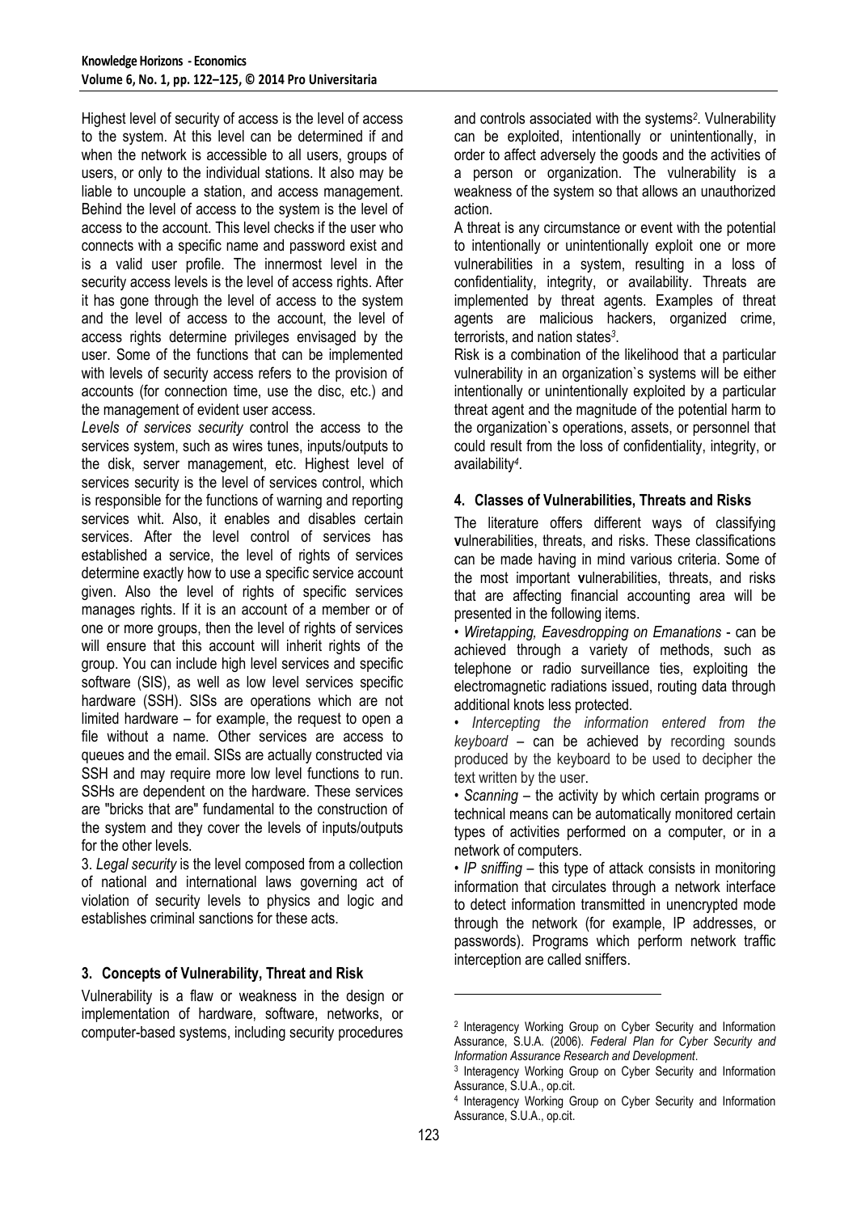Highest level of security of access is the level of access to the system. At this level can be determined if and when the network is accessible to all users, groups of users, or only to the individual stations. It also may be liable to uncouple a station, and access management. Behind the level of access to the system is the level of access to the account. This level checks if the user who connects with a specific name and password exist and is a valid user profile. The innermost level in the security access levels is the level of access rights. After it has gone through the level of access to the system and the level of access to the account, the level of access rights determine privileges envisaged by the user. Some of the functions that can be implemented with levels of security access refers to the provision of accounts (for connection time, use the disc, etc.) and the management of evident user access.

*Levels of services security* control the access to the services system, such as wires tunes, inputs/outputs to the disk, server management, etc. Highest level of services security is the level of services control, which is responsible for the functions of warning and reporting services whit. Also, it enables and disables certain services. After the level control of services has established a service, the level of rights of services determine exactly how to use a specific service account given. Also the level of rights of specific services manages rights. If it is an account of a member or of one or more groups, then the level of rights of services will ensure that this account will inherit rights of the group. You can include high level services and specific software (SIS), as well as low level services specific hardware (SSH). SISs are operations which are not limited hardware – for example, the request to open a file without a name. Other services are access to queues and the email. SISs are actually constructed via SSH and may require more low level functions to run. SSHs are dependent on the hardware. These services are "bricks that are" fundamental to the construction of the system and they cover the levels of inputs/outputs for the other levels.

3. *Legal security* is the level composed from a collection of national and international laws governing act of violation of security levels to physics and logic and establishes criminal sanctions for these acts.

## 3. Concepts of Vulnerability, Threat and Risk

Vulnerability is a flaw or weakness in the design or implementation of hardware, software, networks, or computer-based systems, including security procedures and controls associated with the systems[2]. Vulnerability can be exploited, intentionally or unintentionally, in order to affect adversely the goods and the activities of a person or organization. The vulnerability is a weakness of the system so that allows an unauthorized action.

A threat is any circumstance or event with the potential to intentionally or unintentionally exploit one or more vulnerabilities in a system, resulting in a loss of confidentiality, integrity, or availability. Threats are implemented by threat agents. Examples of threat agents are malicious hackers, organized crime, terrorists, and nation states[3].

Risk is a combination of the likelihood that a particular vulnerability in an organization`s systems will be either intentionally or unintentionally exploited by a particular threat agent and the magnitude of the potential harm to the organization`s operations, assets, or personnel that could result from the loss of confidentiality, integrity, or availability[4].

## 4. Classes of Vulnerabilities, Threats and Risks

The literature offers different ways of classifying **v**ulnerabilities, threats, and risks. These classifications can be made having in mind various criteria. Some of the most important **v**ulnerabilities, threats, and risks that are affecting financial accounting area will be presented in the following items.

- *Wiretapping, Eavesdropping on Emanations* - can be achieved through a variety of methods, such as telephone or radio surveillance ties, exploiting the electromagnetic radiations issued, routing data through additional knots less protected.
- *Intercepting the information entered from the keyboard* – can be achieved by recording sounds produced by the keyboard to be used to decipher the text written by the user.
- *Scanning* – the activity by which certain programs or technical means can be automatically monitored certain types of activities performed on a computer, or in a network of computers.
- *IP sniffing* – this type of attack consists in monitoring information that circulates through a network interface to detect information transmitted in unencrypted mode through the network (for example, IP addresses, or passwords). Programs which perform network traffic interception are called sniffers.

---

[2] Interagency Working Group on Cyber Security and Information Assurance, S.U.A. (2006). *Federal Plan for Cyber Security and Information Assurance Research and Development*.

[3] Interagency Working Group on Cyber Security and Information Assurance, S.U.A., op.cit.

[4] Interagency Working Group on Cyber Security and Information Assurance, S.U.A., op.cit.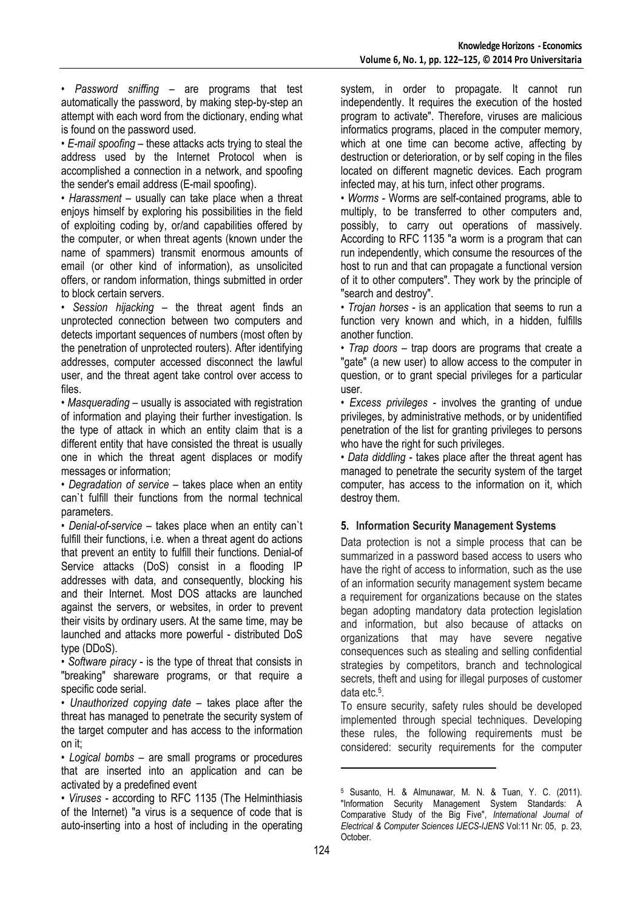• *Password sniffing* – are programs that test automatically the password, by making step-by-step an attempt with each word from the dictionary, ending what is found on the password used.

• *E-mail spoofing* – these attacks acts trying to steal the address used by the Internet Protocol when is accomplished a connection in a network, and spoofing the sender's email address (E-mail spoofing).

• *Harassment* – usually can take place when a threat enjoys himself by exploring his possibilities in the field of exploiting coding by, or/and capabilities offered by the computer, or when threat agents (known under the name of spammers) transmit enormous amounts of email (or other kind of information), as unsolicited offers, or random information, things submitted in order to block certain servers.

• *Session hijacking* – the threat agent finds an unprotected connection between two computers and detects important sequences of numbers (most often by the penetration of unprotected routers). After identifying addresses, computer accessed disconnect the lawful user, and the threat agent take control over access to files.

• *Masquerading* – usually is associated with registration of information and playing their further investigation. Is the type of attack in which an entity claim that is a different entity that have consisted the threat is usually one in which the threat agent displaces or modify messages or information;

• *Degradation of service* – takes place when an entity can`t fulfill their functions from the normal technical parameters.

• *Denial-of-service* – takes place when an entity can`t fulfill their functions, i.e. when a threat agent do actions that prevent an entity to fulfill their functions. Denial-of Service attacks (DoS) consist in a flooding IP addresses with data, and consequently, blocking his and their Internet. Most DOS attacks are launched against the servers, or websites, in order to prevent their visits by ordinary users. At the same time, may be launched and attacks more powerful - distributed DoS type (DDoS).

• *Software piracy* - is the type of threat that consists in "breaking" shareware programs, or that require a specific code serial.

• *Unauthorized copying date* – takes place after the threat has managed to penetrate the security system of the target computer and has access to the information on it;

• *Logical bombs* – are small programs or procedures that are inserted into an application and can be activated by a predefined event

• *Viruses* - according to RFC 1135 (The Helminthiasis of the Internet) "a virus is a sequence of code that is auto-inserting into a host of including in the operating system, in order to propagate. It cannot run independently. It requires the execution of the hosted program to activate". Therefore, viruses are malicious informatics programs, placed in the computer memory, which at one time can become active, affecting by destruction or deterioration, or by self coping in the files located on different magnetic devices. Each program infected may, at his turn, infect other programs.

• *Worms* - Worms are self-contained programs, able to multiply, to be transferred to other computers and, possibly, to carry out operations of massively. According to RFC 1135 "a worm is a program that can run independently, which consume the resources of the host to run and that can propagate a functional version of it to other computers". They work by the principle of "search and destroy".

• *Trojan horses* - is an application that seems to run a function very known and which, in a hidden, fulfills another function.

• *Trap doors* – trap doors are programs that create a "gate" (a new user) to allow access to the computer in question, or to grant special privileges for a particular user.

• *Excess privileges* - involves the granting of undue privileges, by administrative methods, or by unidentified penetration of the list for granting privileges to persons who have the right for such privileges.

• *Data diddling* - takes place after the threat agent has managed to penetrate the security system of the target computer, has access to the information on it, which destroy them.

## 5. Information Security Management Systems

Data protection is not a simple process that can be summarized in a password based access to users who have the right of access to information, such as the use of an information security management system became a requirement for organizations because on the states began adopting mandatory data protection legislation and information, but also because of attacks on organizations that may have severe negative consequences such as stealing and selling confidential strategies by competitors, branch and technological secrets, theft and using for illegal purposes of customer data etc.[5].

To ensure security, safety rules should be developed implemented through special techniques. Developing these rules, the following requirements must be considered: security requirements for the computer

---

[5] Susanto, H. & Almunawar, M. N. & Tuan, Y. C. (2011). "Information Security Management System Standards: A Comparative Study of the Big Five", *International Journal of Electrical & Computer Sciences IJECS-IJENS* Vol:11 Nr: 05, p. 23, October.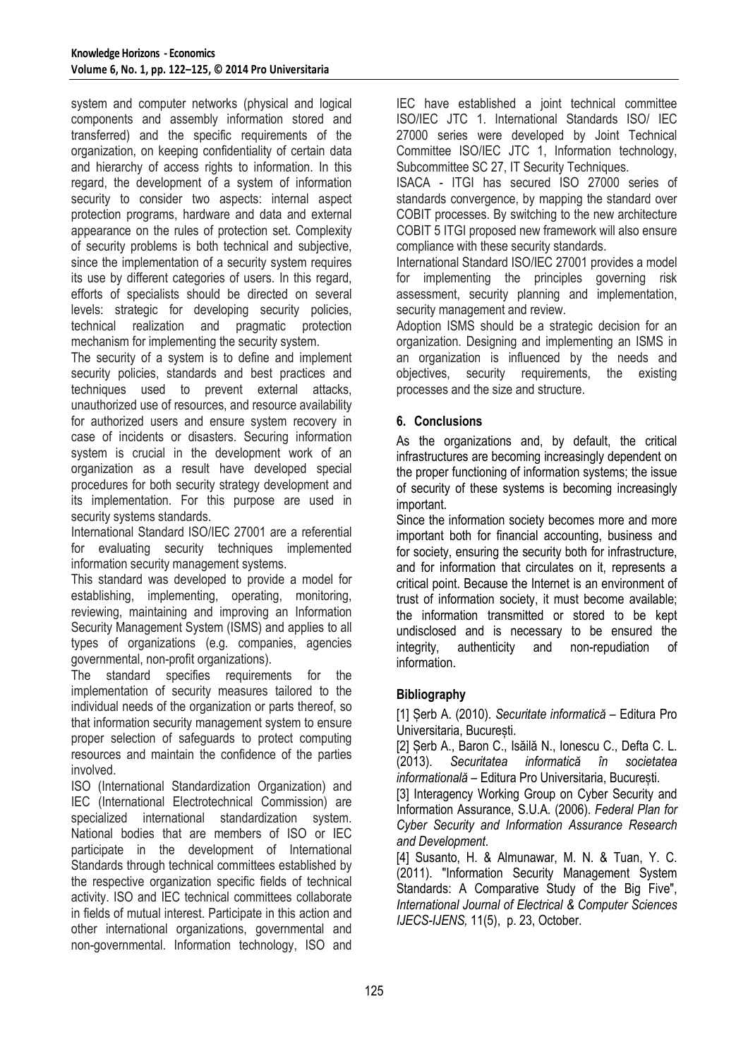system and computer networks (physical and logical components and assembly information stored and transferred) and the specific requirements of the organization, on keeping confidentiality of certain data and hierarchy of access rights to information. In this regard, the development of a system of information security to consider two aspects: internal aspect protection programs, hardware and data and external appearance on the rules of protection set. Complexity of security problems is both technical and subjective, since the implementation of a security system requires its use by different categories of users. In this regard, efforts of specialists should be directed on several levels: strategic for developing security policies, technical realization and pragmatic protection mechanism for implementing the security system.

The security of a system is to define and implement security policies, standards and best practices and techniques used to prevent external attacks, unauthorized use of resources, and resource availability for authorized users and ensure system recovery in case of incidents or disasters. Securing information system is crucial in the development work of an organization as a result have developed special procedures for both security strategy development and its implementation. For this purpose are used in security systems standards.

International Standard ISO/IEC 27001 are a referential for evaluating security techniques implemented information security management systems.

This standard was developed to provide a model for establishing, implementing, operating, monitoring, reviewing, maintaining and improving an Information Security Management System (ISMS) and applies to all types of organizations (e.g. companies, agencies governmental, non-profit organizations).

The standard specifies requirements for the implementation of security measures tailored to the individual needs of the organization or parts thereof, so that information security management system to ensure proper selection of safeguards to protect computing resources and maintain the confidence of the parties involved.

ISO (International Standardization Organization) and IEC (International Electrotechnical Commission) are specialized international standardization system. National bodies that are members of ISO or IEC participate in the development of International Standards through technical committees established by the respective organization specific fields of technical activity. ISO and IEC technical committees collaborate in fields of mutual interest. Participate in this action and other international organizations, governmental and non-governmental. Information technology, ISO and IEC have established a joint technical committee ISO/IEC JTC 1. International Standards ISO/ IEC 27000 series were developed by Joint Technical Committee ISO/IEC JTC 1, Information technology, Subcommittee SC 27, IT Security Techniques.

ISACA - ITGI has secured ISO 27000 series of standards convergence, by mapping the standard over COBIT processes. By switching to the new architecture COBIT 5 ITGI proposed new framework will also ensure compliance with these security standards.

International Standard ISO/IEC 27001 provides a model for implementing the principles governing risk assessment, security planning and implementation, security management and review.

Adoption ISMS should be a strategic decision for an organization. Designing and implementing an ISMS in an organization is influenced by the needs and objectives, security requirements, the existing processes and the size and structure.

## 6. Conclusions

As the organizations and, by default, the critical infrastructures are becoming increasingly dependent on the proper functioning of information systems; the issue of security of these systems is becoming increasingly important.

Since the information society becomes more and more important both for financial accounting, business and for society, ensuring the security both for infrastructure, and for information that circulates on it, represents a critical point. Because the Internet is an environment of trust of information society, it must become available; the information transmitted or stored to be kept undisclosed and is necessary to be ensured the integrity, authenticity and non-repudiation of information.

## Bibliography

[1] Șerb A. (2010). *Securitate informatică* – Editura Pro Universitaria, București.

[2] Șerb A., Baron C., Isăilă N., Ionescu C., Defta C. L. (2013). *Securitatea informatică în societatea informațională* – Editura Pro Universitaria, București.

[3] Interagency Working Group on Cyber Security and Information Assurance, S.U.A. (2006). *Federal Plan for Cyber Security and Information Assurance Research and Development*.

[4] Susanto, H. & Almunawar, M. N. & Tuan, Y. C. (2011). "Information Security Management System Standards: A Comparative Study of the Big Five", *International Journal of Electrical & Computer Sciences IJECS-IJENS,* 11(5), p. 23, October.